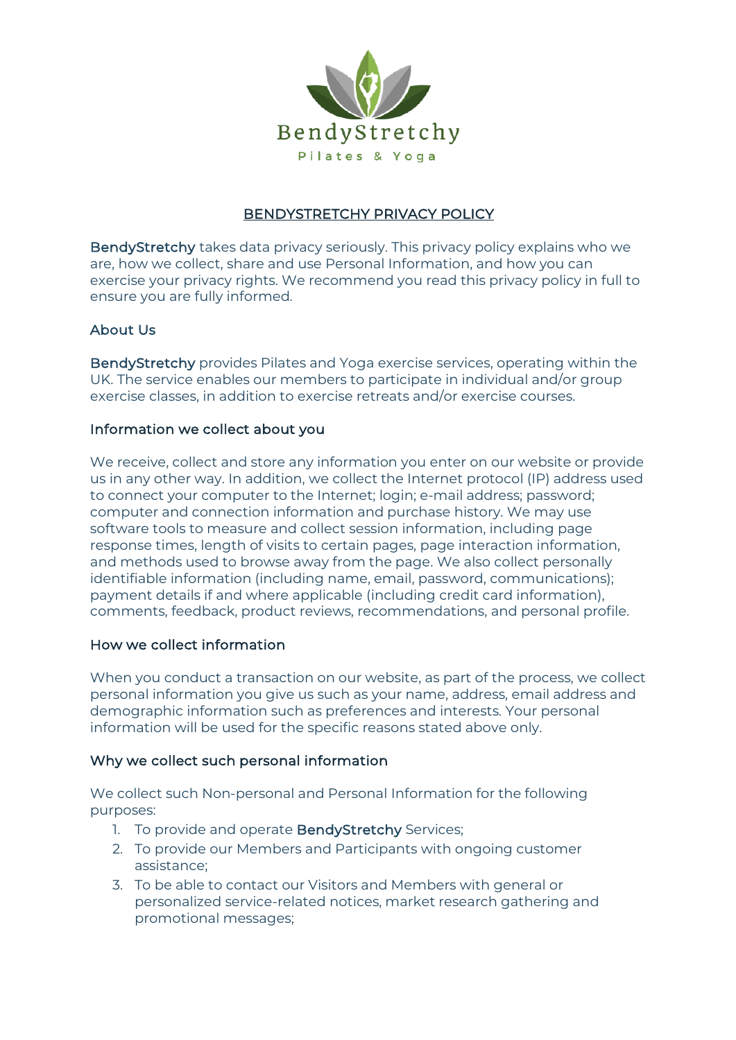BendyStretchy

Pilates & Yoga

# BENDYSTRETCHY PRIVACY POLICY

**BendyStretchy** takes data privacy seriously. This privacy policy explains who we are, how we collect, share and use Personal Information, and how you can exercise your privacy rights. We recommend you read this privacy policy in full to ensure you are fully informed.

## About Us

**BendyStretchy** provides Pilates and Yoga exercise services, operating within the UK. The service enables our members to participate in individual and/or group exercise classes, in addition to exercise retreats and/or exercise courses.

## Information we collect about you

We receive, collect and store any information you enter on our website or provide us in any other way. In addition, we collect the Internet protocol (IP) address used to connect your computer to the Internet; login; e-mail address; password; computer and connection information and purchase history. We may use software tools to measure and collect session information, including page response times, length of visits to certain pages, page interaction information, and methods used to browse away from the page. We also collect personally identifiable information (including name, email, password, communications); payment details if and where applicable (including credit card information), comments, feedback, product reviews, recommendations, and personal profile.

## How we collect information

When you conduct a transaction on our website, as part of the process, we collect personal information you give us such as your name, address, email address and demographic information such as preferences and interests. Your personal information will be used for the specific reasons stated above only.

## Why we collect such personal information

We collect such Non-personal and Personal Information for the following purposes:

1. To provide and operate **BendyStretchy** Services;
2. To provide our Members and Participants with ongoing customer assistance;
3. To be able to contact our Visitors and Members with general or personalized service-related notices, market research gathering and promotional messages;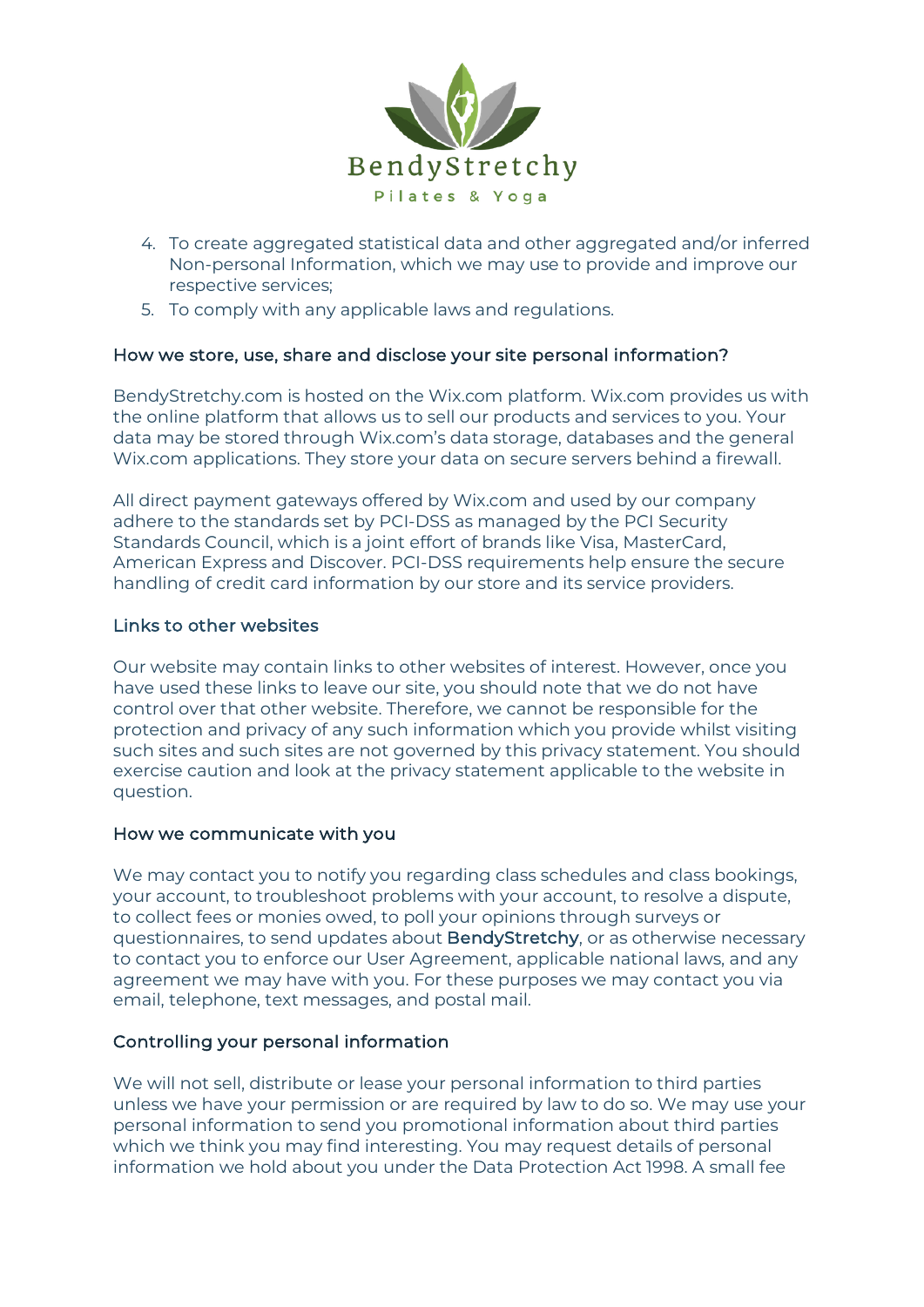4. To create aggregated statistical data and other aggregated and/or inferred Non-personal Information, which we may use to provide and improve our respective services;
5. To comply with any applicable laws and regulations.

### How we store, use, share and disclose your site personal information?

BendyStretchy.com is hosted on the Wix.com platform. Wix.com provides us with the online platform that allows us to sell our products and services to you. Your data may be stored through Wix.com's data storage, databases and the general Wix.com applications. They store your data on secure servers behind a firewall.

All direct payment gateways offered by Wix.com and used by our company adhere to the standards set by PCI-DSS as managed by the PCI Security Standards Council, which is a joint effort of brands like Visa, MasterCard, American Express and Discover. PCI-DSS requirements help ensure the secure handling of credit card information by our store and its service providers.

### Links to other websites

Our website may contain links to other websites of interest. However, once you have used these links to leave our site, you should note that we do not have control over that other website. Therefore, we cannot be responsible for the protection and privacy of any such information which you provide whilst visiting such sites and such sites are not governed by this privacy statement. You should exercise caution and look at the privacy statement applicable to the website in question.

### How we communicate with you

We may contact you to notify you regarding class schedules and class bookings, your account, to troubleshoot problems with your account, to resolve a dispute, to collect fees or monies owed, to poll your opinions through surveys or questionnaires, to send updates about BendyStretchy, or as otherwise necessary to contact you to enforce our User Agreement, applicable national laws, and any agreement we may have with you. For these purposes we may contact you via email, telephone, text messages, and postal mail.

### Controlling your personal information

We will not sell, distribute or lease your personal information to third parties unless we have your permission or are required by law to do so. We may use your personal information to send you promotional information about third parties which we think you may find interesting. You may request details of personal information we hold about you under the Data Protection Act 1998. A small fee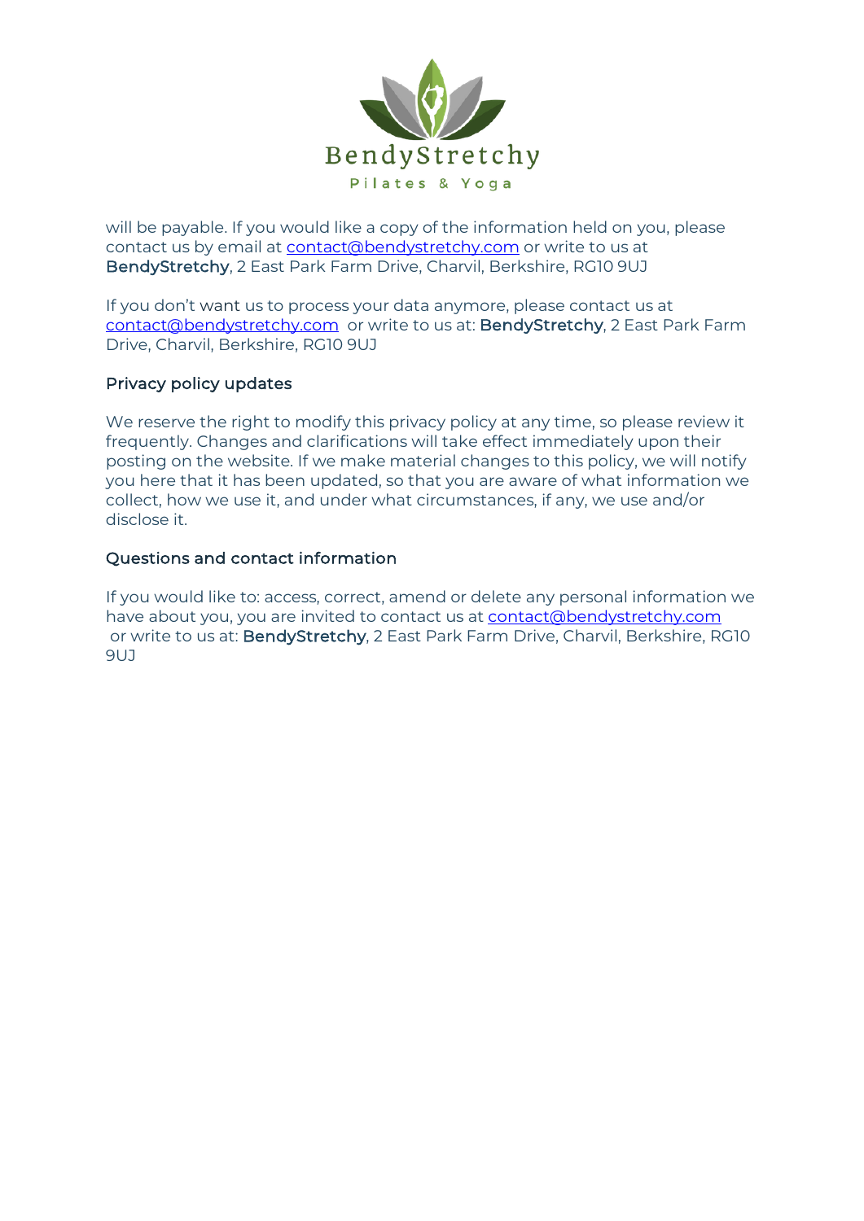will be payable. If you would like a copy of the information held on you, please contact us by email at contact@bendystretchy.com or write to us at **BendyStretchy**, 2 East Park Farm Drive, Charvil, Berkshire, RG10 9UJ

If you don't want us to process your data anymore, please contact us at contact@bendystretchy.com or write to us at: **BendyStretchy**, 2 East Park Farm Drive, Charvil, Berkshire, RG10 9UJ

## Privacy policy updates

We reserve the right to modify this privacy policy at any time, so please review it frequently. Changes and clarifications will take effect immediately upon their posting on the website. If we make material changes to this policy, we will notify you here that it has been updated, so that you are aware of what information we collect, how we use it, and under what circumstances, if any, we use and/or disclose it.

## Questions and contact information

If you would like to: access, correct, amend or delete any personal information we have about you, you are invited to contact us at contact@bendystretchy.com or write to us at: **BendyStretchy**, 2 East Park Farm Drive, Charvil, Berkshire, RG10 9UJ